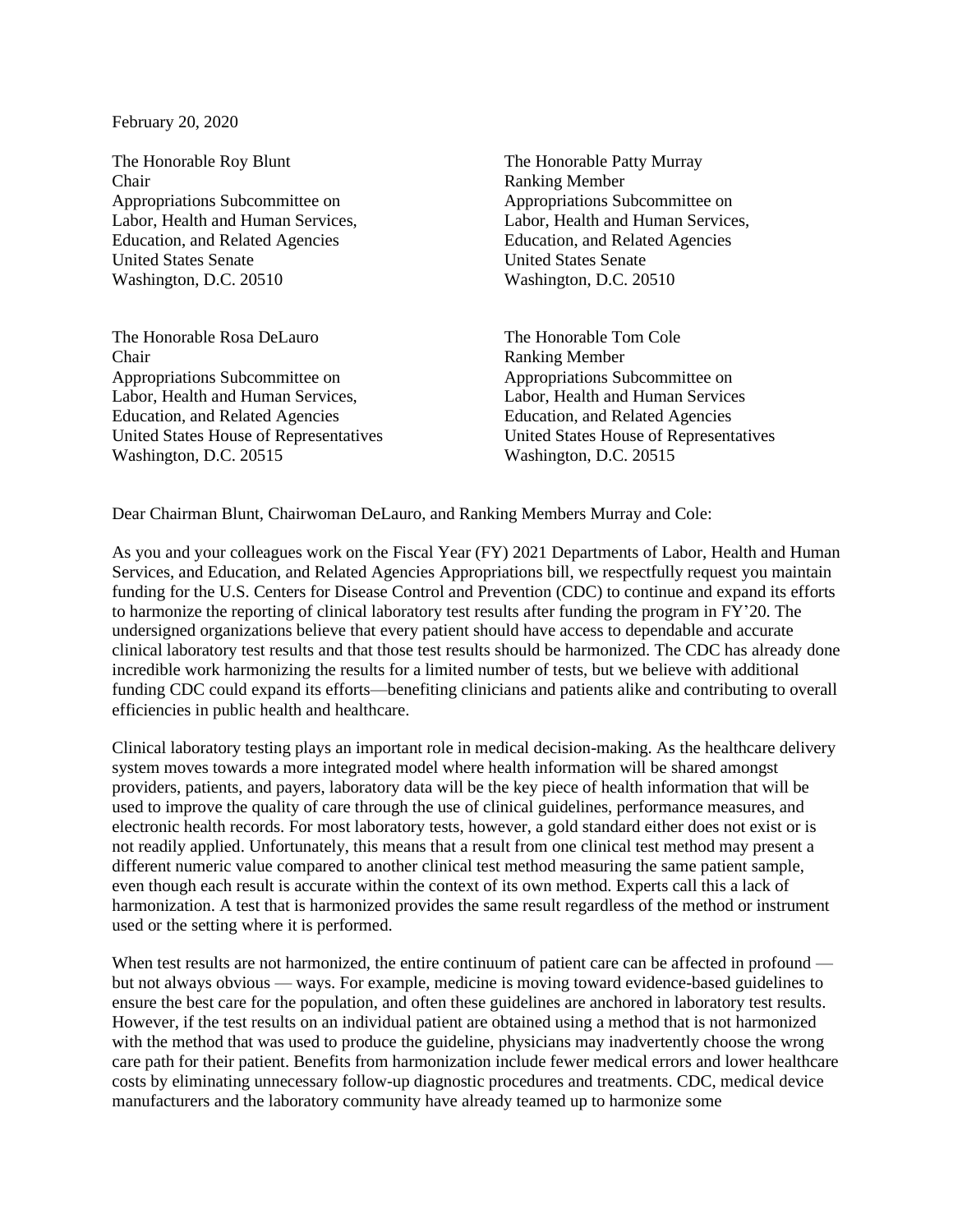February 20, 2020

The Honorable Roy Blunt
Chair
Appropriations Subcommittee on
Labor, Health and Human Services,
Education, and Related Agencies
United States Senate
Washington, D.C. 20510

The Honorable Patty Murray
Ranking Member
Appropriations Subcommittee on
Labor, Health and Human Services,
Education, and Related Agencies
United States Senate
Washington, D.C. 20510

The Honorable Rosa DeLauro
Chair
Appropriations Subcommittee on
Labor, Health and Human Services,
Education, and Related Agencies
United States House of Representatives
Washington, D.C. 20515

The Honorable Tom Cole
Ranking Member
Appropriations Subcommittee on
Labor, Health and Human Services
Education, and Related Agencies
United States House of Representatives
Washington, D.C. 20515

Dear Chairman Blunt, Chairwoman DeLauro, and Ranking Members Murray and Cole:

As you and your colleagues work on the Fiscal Year (FY) 2021 Departments of Labor, Health and Human Services, and Education, and Related Agencies Appropriations bill, we respectfully request you maintain funding for the U.S. Centers for Disease Control and Prevention (CDC) to continue and expand its efforts to harmonize the reporting of clinical laboratory test results after funding the program in FY'20. The undersigned organizations believe that every patient should have access to dependable and accurate clinical laboratory test results and that those test results should be harmonized. The CDC has already done incredible work harmonizing the results for a limited number of tests, but we believe with additional funding CDC could expand its efforts—benefiting clinicians and patients alike and contributing to overall efficiencies in public health and healthcare.

Clinical laboratory testing plays an important role in medical decision-making. As the healthcare delivery system moves towards a more integrated model where health information will be shared amongst providers, patients, and payers, laboratory data will be the key piece of health information that will be used to improve the quality of care through the use of clinical guidelines, performance measures, and electronic health records. For most laboratory tests, however, a gold standard either does not exist or is not readily applied. Unfortunately, this means that a result from one clinical test method may present a different numeric value compared to another clinical test method measuring the same patient sample, even though each result is accurate within the context of its own method. Experts call this a lack of harmonization. A test that is harmonized provides the same result regardless of the method or instrument used or the setting where it is performed.

When test results are not harmonized, the entire continuum of patient care can be affected in profound — but not always obvious — ways. For example, medicine is moving toward evidence-based guidelines to ensure the best care for the population, and often these guidelines are anchored in laboratory test results. However, if the test results on an individual patient are obtained using a method that is not harmonized with the method that was used to produce the guideline, physicians may inadvertently choose the wrong care path for their patient. Benefits from harmonization include fewer medical errors and lower healthcare costs by eliminating unnecessary follow-up diagnostic procedures and treatments. CDC, medical device manufacturers and the laboratory community have already teamed up to harmonize some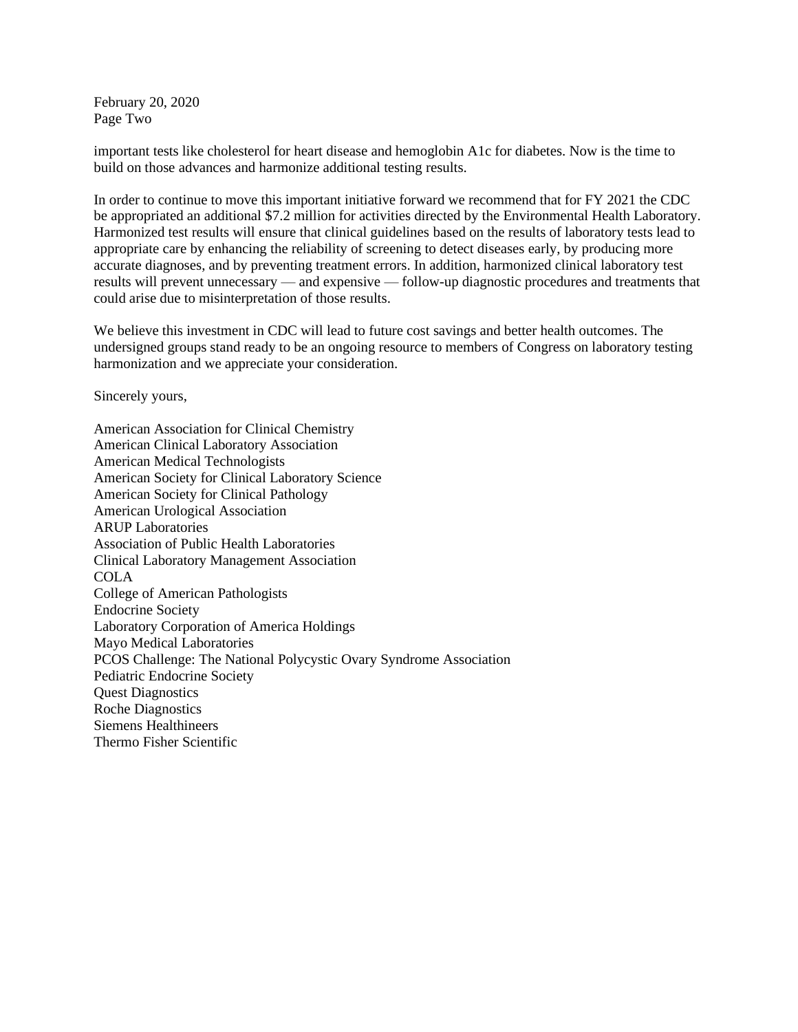important tests like cholesterol for heart disease and hemoglobin A1c for diabetes. Now is the time to build on those advances and harmonize additional testing results.

In order to continue to move this important initiative forward we recommend that for FY 2021 the CDC be appropriated an additional $7.2 million for activities directed by the Environmental Health Laboratory. Harmonized test results will ensure that clinical guidelines based on the results of laboratory tests lead to appropriate care by enhancing the reliability of screening to detect diseases early, by producing more accurate diagnoses, and by preventing treatment errors. In addition, harmonized clinical laboratory test results will prevent unnecessary — and expensive — follow-up diagnostic procedures and treatments that could arise due to misinterpretation of those results.

We believe this investment in CDC will lead to future cost savings and better health outcomes. The undersigned groups stand ready to be an ongoing resource to members of Congress on laboratory testing harmonization and we appreciate your consideration.

Sincerely yours,

American Association for Clinical Chemistry
American Clinical Laboratory Association
American Medical Technologists
American Society for Clinical Laboratory Science
American Society for Clinical Pathology
American Urological Association
ARUP Laboratories
Association of Public Health Laboratories
Clinical Laboratory Management Association
COLA
College of American Pathologists
Endocrine Society
Laboratory Corporation of America Holdings
Mayo Medical Laboratories
PCOS Challenge: The National Polycystic Ovary Syndrome Association
Pediatric Endocrine Society
Quest Diagnostics
Roche Diagnostics
Siemens Healthineers
Thermo Fisher Scientific